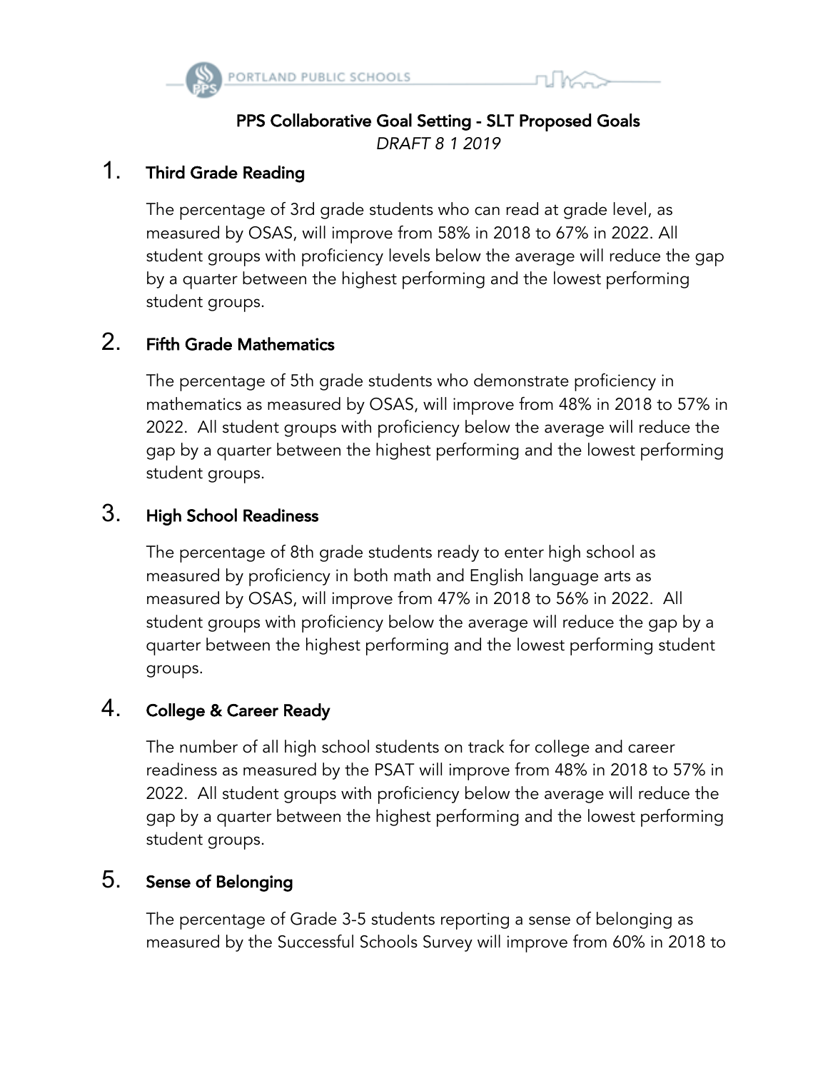**PPS Collaborative Goal Setting - SLT Proposed Goals**

*DRAFT 8 1 2019*

1. **Third Grade Reading**

   The percentage of 3rd grade students who can read at grade level, as measured by OSAS, will improve from 58% in 2018 to 67% in 2022. All student groups with proficiency levels below the average will reduce the gap by a quarter between the highest performing and the lowest performing student groups.

2. **Fifth Grade Mathematics**

   The percentage of 5th grade students who demonstrate proficiency in mathematics as measured by OSAS, will improve from 48% in 2018 to 57% in 2022. All student groups with proficiency below the average will reduce the gap by a quarter between the highest performing and the lowest performing student groups.

3. **High School Readiness**

   The percentage of 8th grade students ready to enter high school as measured by proficiency in both math and English language arts as measured by OSAS, will improve from 47% in 2018 to 56% in 2022. All student groups with proficiency below the average will reduce the gap by a quarter between the highest performing and the lowest performing student groups.

4. **College & Career Ready**

   The number of all high school students on track for college and career readiness as measured by the PSAT will improve from 48% in 2018 to 57% in 2022. All student groups with proficiency below the average will reduce the gap by a quarter between the highest performing and the lowest performing student groups.

5. **Sense of Belonging**

   The percentage of Grade 3-5 students reporting a sense of belonging as measured by the Successful Schools Survey will improve from 60% in 2018 to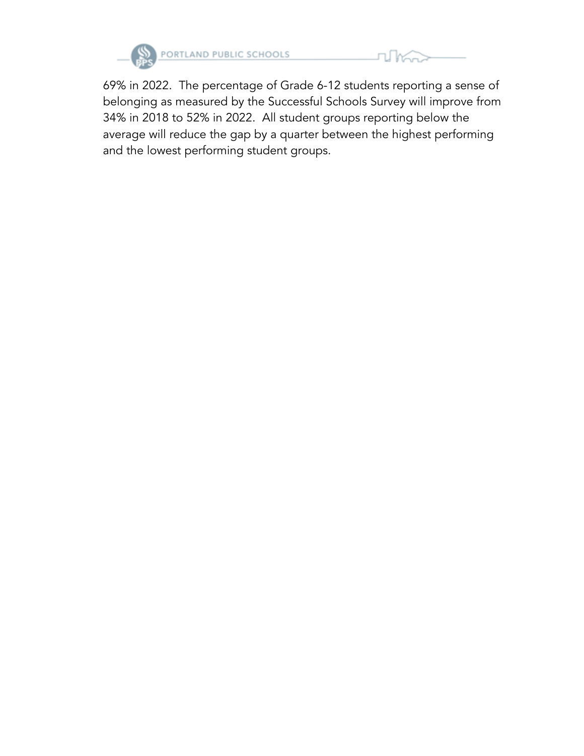69% in 2022. The percentage of Grade 6-12 students reporting a sense of belonging as measured by the Successful Schools Survey will improve from 34% in 2018 to 52% in 2022. All student groups reporting below the average will reduce the gap by a quarter between the highest performing and the lowest performing student groups.